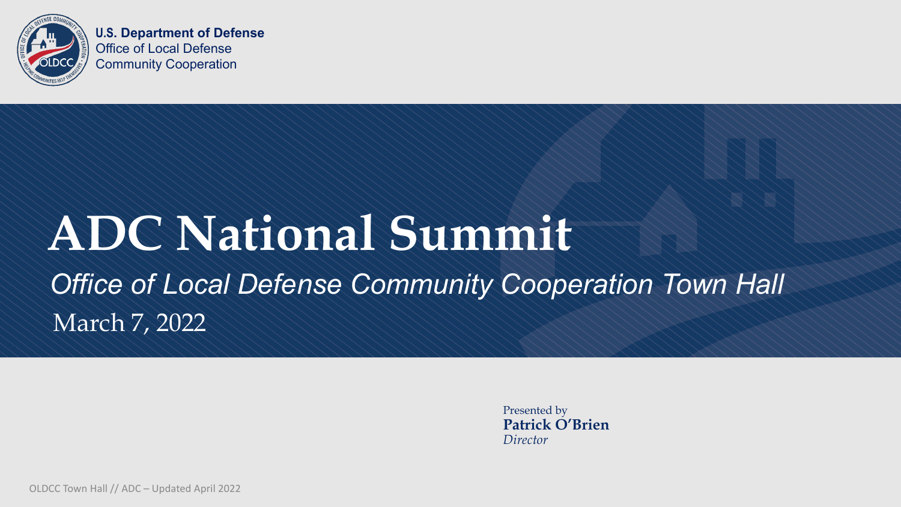**U.S. Department of Defense**
Office of Local Defense
Community Cooperation

# ADC National Summit

*Office of Local Defense Community Cooperation Town Hall*

March 7, 2022

Presented by
**Patrick O'Brien**
*Director*

OLDCC Town Hall // ADC – Updated April 2022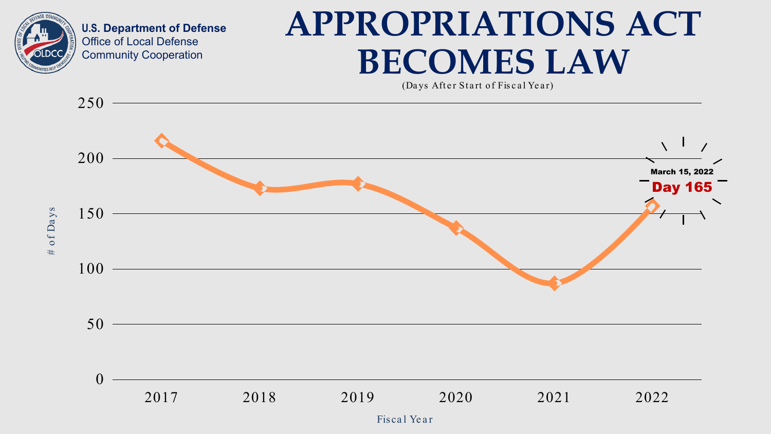U.S. Department of Defense
Office of Local Defense
Community Cooperation

# APPROPRIATIONS ACT BECOMES LAW

(Days After Start of Fiscal Year)

| Fiscal Year | # of Days |
|---|---|
| 2017 | ~215 |
| 2018 | ~173 |
| 2019 | ~177 |
| 2020 | ~137 |
| 2021 | ~87 |
| 2022 | ~157 |

March 15, 2022
**Day 165**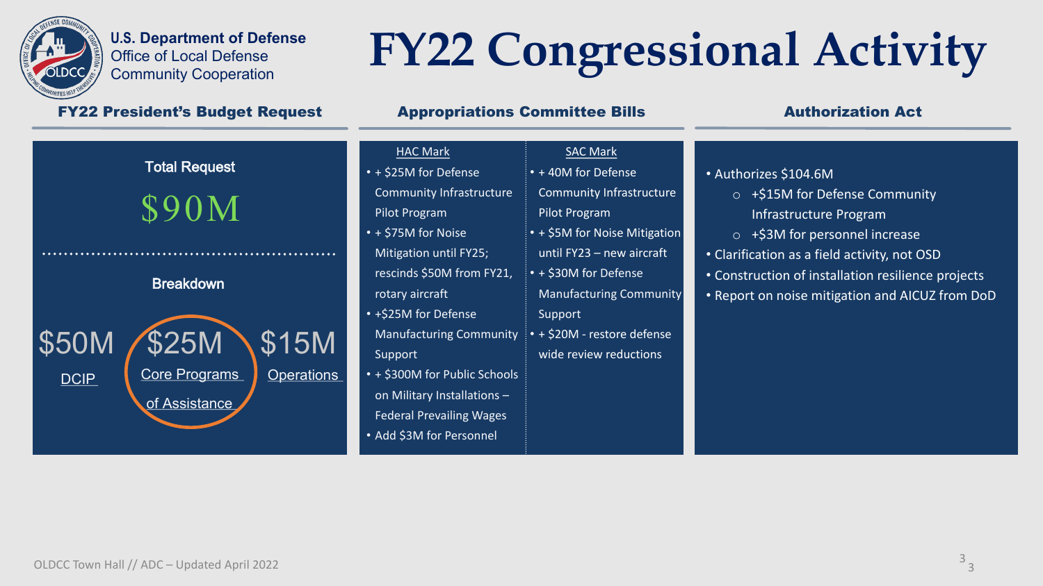U.S. Department of Defense
Office of Local Defense Community Cooperation

# FY22 Congressional Activity

## FY22 President's Budget Request

**Total Request**

$90M

**Breakdown**

- $50M DCIP
- $25M Core Programs of Assistance
- $15M Operations

## Appropriations Committee Bills

### HAC Mark

- + $25M for Defense Community Infrastructure Pilot Program
- + $75M for Noise Mitigation until FY25; rescinds $50M from FY21, rotary aircraft
- +$25M for Defense Manufacturing Community Support
- + $300M for Public Schools on Military Installations – Federal Prevailing Wages
- Add $3M for Personnel

### SAC Mark

- + 40M for Defense Community Infrastructure Pilot Program
- + $5M for Noise Mitigation until FY23 – new aircraft
- + $30M for Defense Manufacturing Community Support
- + $20M - restore defense wide review reductions

## Authorization Act

- Authorizes $104.6M
  - +$15M for Defense Community Infrastructure Program
  - +$3M for personnel increase
- Clarification as a field activity, not OSD
- Construction of installation resilience projects
- Report on noise mitigation and AICUZ from DoD

OLDCC Town Hall // ADC – Updated April 2022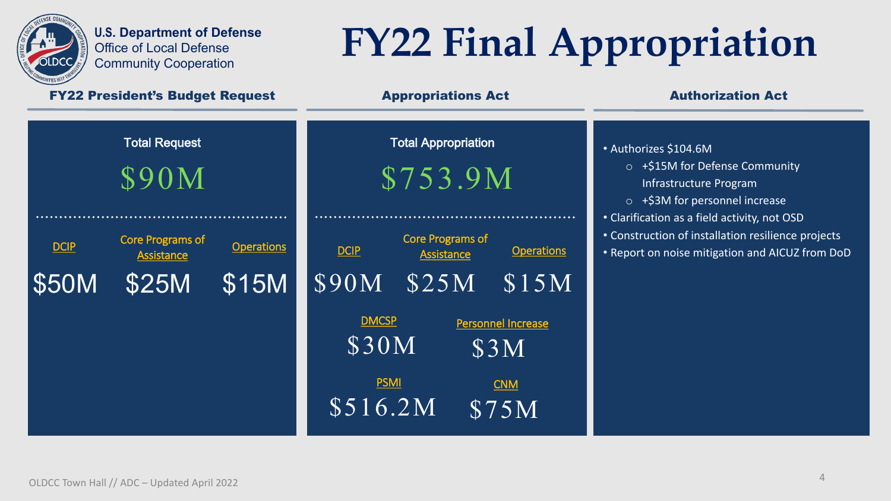U.S. Department of Defense
Office of Local Defense Community Cooperation

# FY22 Final Appropriation

## FY22 President's Budget Request

Total Request

$90M

| DCIP | Core Programs of Assistance | Operations |
|---|---|---|
| $50M | $25M | $15M |

## Appropriations Act

Total Appropriation

$753.9M

| DCIP | Core Programs of Assistance | Operations |
|---|---|---|
| $90M | $25M | $15M |

| DMCSP | Personnel Increase |
|---|---|
| $30M | $3M |

| PSMI | CNM |
|---|---|
| $516.2M | $75M |

## Authorization Act

- Authorizes $104.6M
  - +$15M for Defense Community Infrastructure Program
  - +$3M for personnel increase
- Clarification as a field activity, not OSD
- Construction of installation resilience projects
- Report on noise mitigation and AICUZ from DoD

OLDCC Town Hall // ADC – Updated April 2022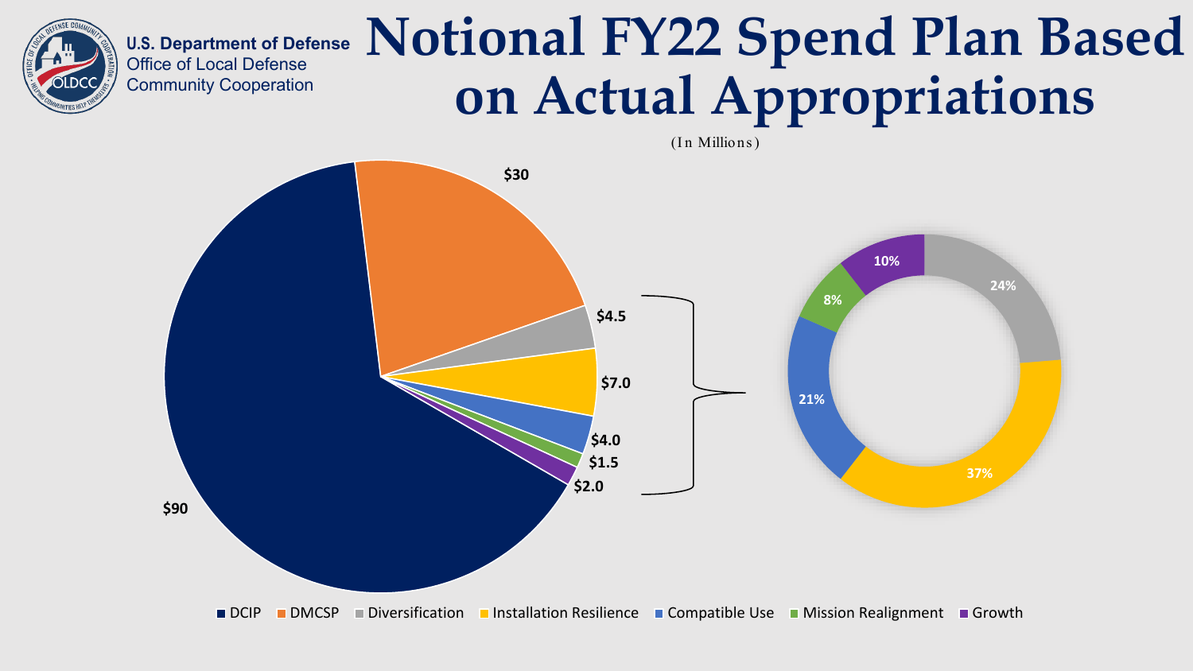U.S. Department of Defense
Office of Local Defense Community Cooperation

# Notional FY22 Spend Plan Based on Actual Appropriations

(In Millions)

| Category | Amount |
|---|---|
| DCIP | $90 |
| DMCSP | $30 |
| Diversification | $4.5 |
| Installation Resilience | $7.0 |
| Compatible Use | $4.0 |
| Mission Realignment | $1.5 |
| Growth | $2.0 |

| Category | Share |
|---|---|
| Diversification | 24% |
| Installation Resilience | 37% |
| Compatible Use | 21% |
| Mission Realignment | 8% |
| Growth | 10% |

■ DCIP ■ DMCSP ■ Diversification ■ Installation Resilience ■ Compatible Use ■ Mission Realignment ■ Growth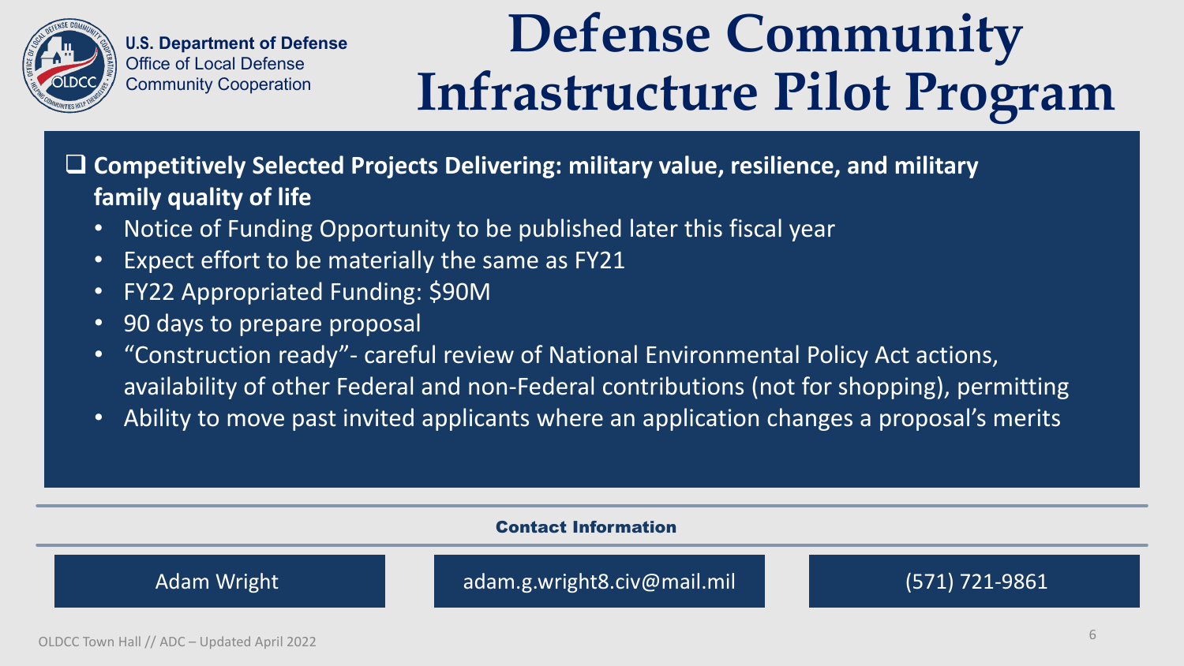U.S. Department of Defense
Office of Local Defense Community Cooperation

# Defense Community Infrastructure Pilot Program

- **Competitively Selected Projects Delivering: military value, resilience, and military family quality of life**
  - Notice of Funding Opportunity to be published later this fiscal year
  - Expect effort to be materially the same as FY21
  - FY22 Appropriated Funding: $90M
  - 90 days to prepare proposal
  - "Construction ready"- careful review of National Environmental Policy Act actions, availability of other Federal and non-Federal contributions (not for shopping), permitting
  - Ability to move past invited applicants where an application changes a proposal's merits

**Contact Information**

| Adam Wright | adam.g.wright8.civ@mail.mil | (571) 721-9861 |
| --- | --- | --- |

OLDCC Town Hall // ADC – Updated April 2022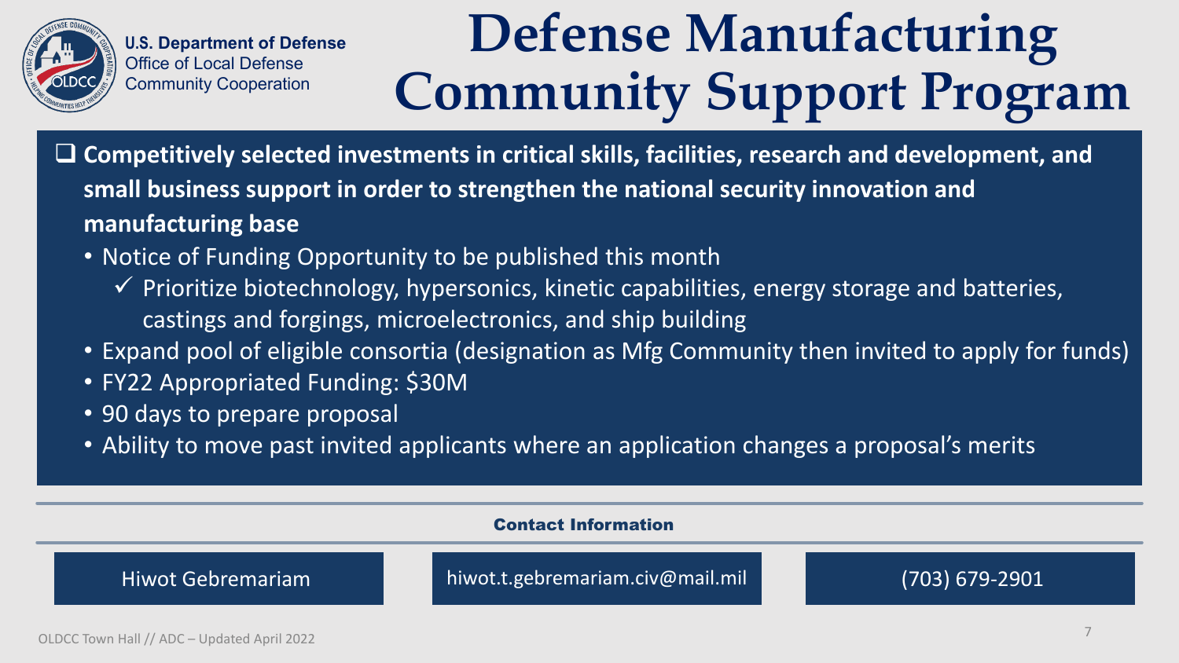U.S. Department of Defense
Office of Local Defense Community Cooperation

# Defense Manufacturing Community Support Program

- **Competitively selected investments in critical skills, facilities, research and development, and small business support in order to strengthen the national security innovation and manufacturing base**
  - Notice of Funding Opportunity to be published this month
    - ✓ Prioritize biotechnology, hypersonics, kinetic capabilities, energy storage and batteries, castings and forgings, microelectronics, and ship building
  - Expand pool of eligible consortia (designation as Mfg Community then invited to apply for funds)
  - FY22 Appropriated Funding: $30M
  - 90 days to prepare proposal
  - Ability to move past invited applicants where an application changes a proposal's merits

## Contact Information

| Hiwot Gebremariam | hiwot.t.gebremariam.civ@mail.mil | (703) 679-2901 |
| --- | --- | --- |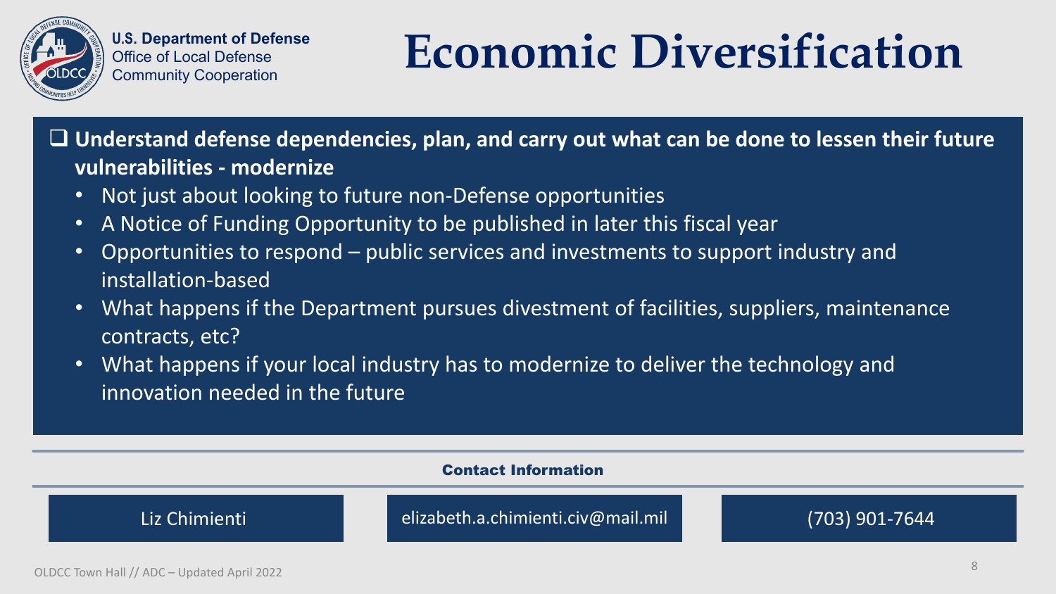U.S. Department of Defense
Office of Local Defense
Community Cooperation

# Economic Diversification

- **Understand defense dependencies, plan, and carry out what can be done to lessen their future vulnerabilities - modernize**
  - Not just about looking to future non-Defense opportunities
  - A Notice of Funding Opportunity to be published in later this fiscal year
  - Opportunities to respond – public services and investments to support industry and installation-based
  - What happens if the Department pursues divestment of facilities, suppliers, maintenance contracts, etc?
  - What happens if your local industry has to modernize to deliver the technology and innovation needed in the future

**Contact Information**

| Liz Chimienti | elizabeth.a.chimienti.civ@mail.mil | (703) 901-7644 |
|---|---|---|

OLDCC Town Hall // ADC – Updated April 2022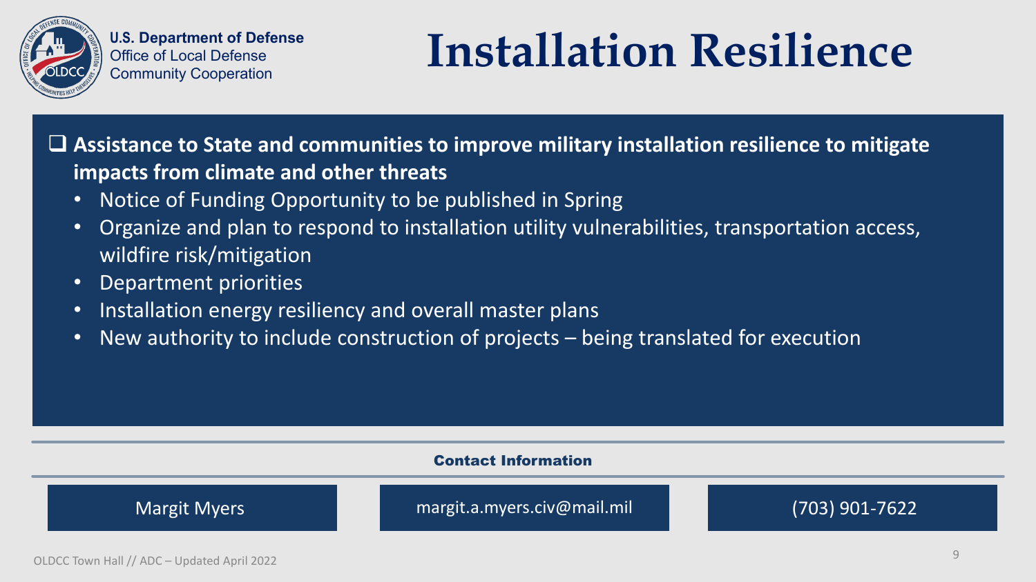U.S. Department of Defense
Office of Local Defense
Community Cooperation

# Installation Resilience

- **Assistance to State and communities to improve military installation resilience to mitigate impacts from climate and other threats**
  - Notice of Funding Opportunity to be published in Spring
  - Organize and plan to respond to installation utility vulnerabilities, transportation access, wildfire risk/mitigation
  - Department priorities
  - Installation energy resiliency and overall master plans
  - New authority to include construction of projects – being translated for execution

**Contact Information**

| Margit Myers | margit.a.myers.civ@mail.mil | (703) 901-7622 |
| --- | --- | --- |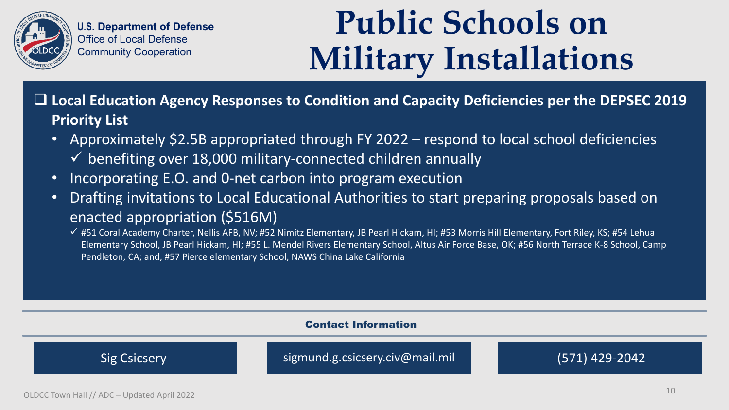U.S. Department of Defense
Office of Local Defense
Community Cooperation

# Public Schools on Military Installations

- **Local Education Agency Responses to Condition and Capacity Deficiencies per the DEPSEC 2019 Priority List**
  - Approximately $2.5B appropriated through FY 2022 – respond to local school deficiencies
    - ✓ benefiting over 18,000 military-connected children annually
  - Incorporating E.O. and 0-net carbon into program execution
  - Drafting invitations to Local Educational Authorities to start preparing proposals based on enacted appropriation ($516M)
    - ✓ #51 Coral Academy Charter, Nellis AFB, NV; #52 Nimitz Elementary, JB Pearl Hickam, HI; #53 Morris Hill Elementary, Fort Riley, KS; #54 Lehua Elementary School, JB Pearl Hickam, HI; #55 L. Mendel Rivers Elementary School, Altus Air Force Base, OK; #56 North Terrace K-8 School, Camp Pendleton, CA; and, #57 Pierce elementary School, NAWS China Lake California

**Contact Information**

| Sig Csicsery | sigmund.g.csicsery.civ@mail.mil | (571) 429-2042 |
| --- | --- | --- |

OLDCC Town Hall // ADC – Updated April 2022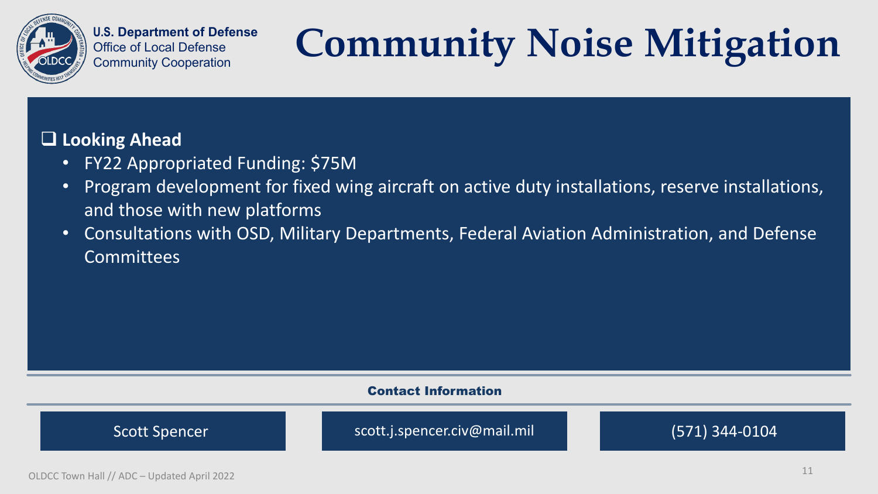U.S. Department of Defense
Office of Local Defense
Community Cooperation

# Community Noise Mitigation

## Looking Ahead

- FY22 Appropriated Funding: $75M
- Program development for fixed wing aircraft on active duty installations, reserve installations, and those with new platforms
- Consultations with OSD, Military Departments, Federal Aviation Administration, and Defense Committees

**Contact Information**

| | | |
|---|---|---|
| Scott Spencer | scott.j.spencer.civ@mail.mil | (571) 344-0104 |

OLDCC Town Hall // ADC – Updated April 2022